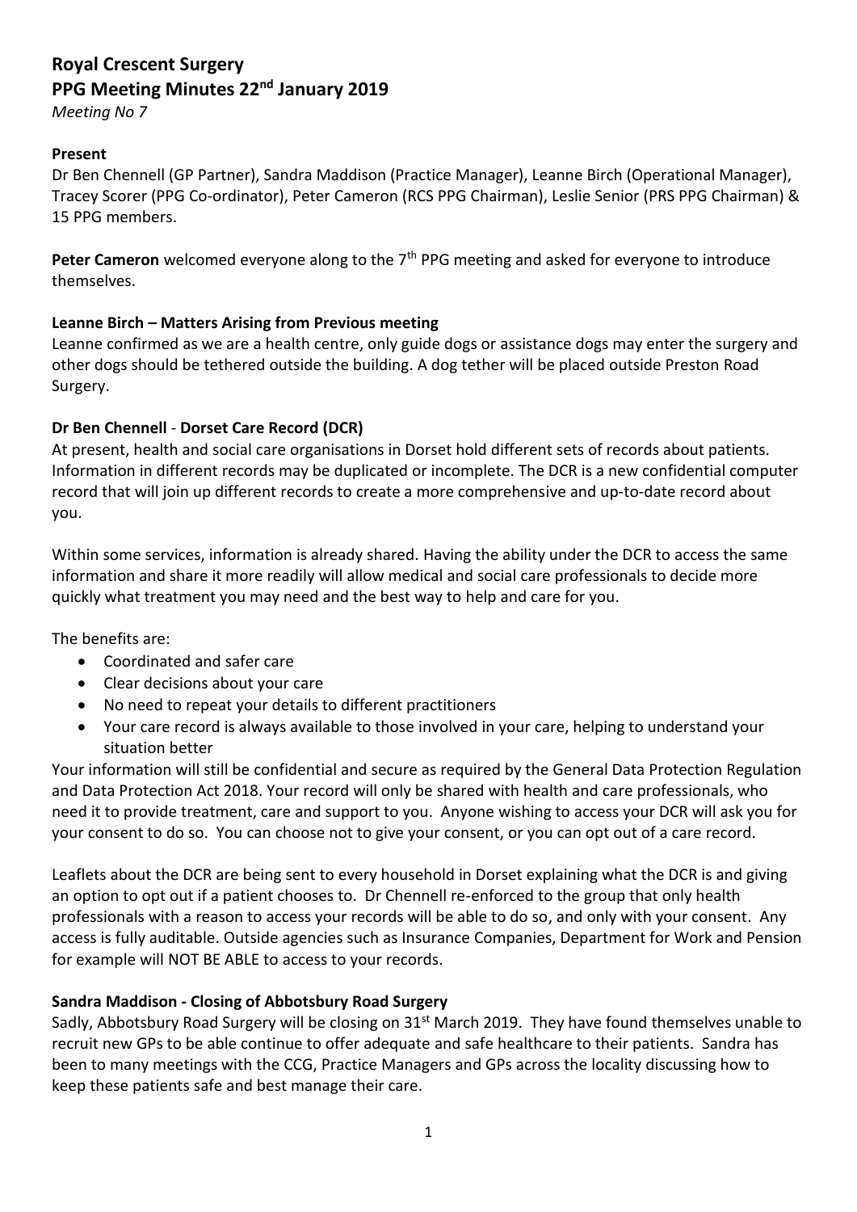# Royal Crescent Surgery
# PPG Meeting Minutes 22nd January 2019

*Meeting No 7*

**Present**
Dr Ben Chennell (GP Partner), Sandra Maddison (Practice Manager), Leanne Birch (Operational Manager), Tracey Scorer (PPG Co-ordinator), Peter Cameron (RCS PPG Chairman), Leslie Senior (PRS PPG Chairman) & 15 PPG members.

**Peter Cameron** welcomed everyone along to the 7th PPG meeting and asked for everyone to introduce themselves.

**Leanne Birch – Matters Arising from Previous meeting**
Leanne confirmed as we are a health centre, only guide dogs or assistance dogs may enter the surgery and other dogs should be tethered outside the building. A dog tether will be placed outside Preston Road Surgery.

**Dr Ben Chennell** - **Dorset Care Record (DCR)**
At present, health and social care organisations in Dorset hold different sets of records about patients. Information in different records may be duplicated or incomplete. The DCR is a new confidential computer record that will join up different records to create a more comprehensive and up-to-date record about you.

Within some services, information is already shared. Having the ability under the DCR to access the same information and share it more readily will allow medical and social care professionals to decide more quickly what treatment you may need and the best way to help and care for you.

The benefits are:

- Coordinated and safer care
- Clear decisions about your care
- No need to repeat your details to different practitioners
- Your care record is always available to those involved in your care, helping to understand your situation better

Your information will still be confidential and secure as required by the General Data Protection Regulation and Data Protection Act 2018. Your record will only be shared with health and care professionals, who need it to provide treatment, care and support to you. Anyone wishing to access your DCR will ask you for your consent to do so. You can choose not to give your consent, or you can opt out of a care record.

Leaflets about the DCR are being sent to every household in Dorset explaining what the DCR is and giving an option to opt out if a patient chooses to. Dr Chennell re-enforced to the group that only health professionals with a reason to access your records will be able to do so, and only with your consent. Any access is fully auditable. Outside agencies such as Insurance Companies, Department for Work and Pension for example will NOT BE ABLE to access to your records.

**Sandra Maddison - Closing of Abbotsbury Road Surgery**
Sadly, Abbotsbury Road Surgery will be closing on 31st March 2019. They have found themselves unable to recruit new GPs to be able continue to offer adequate and safe healthcare to their patients. Sandra has been to many meetings with the CCG, Practice Managers and GPs across the locality discussing how to keep these patients safe and best manage their care.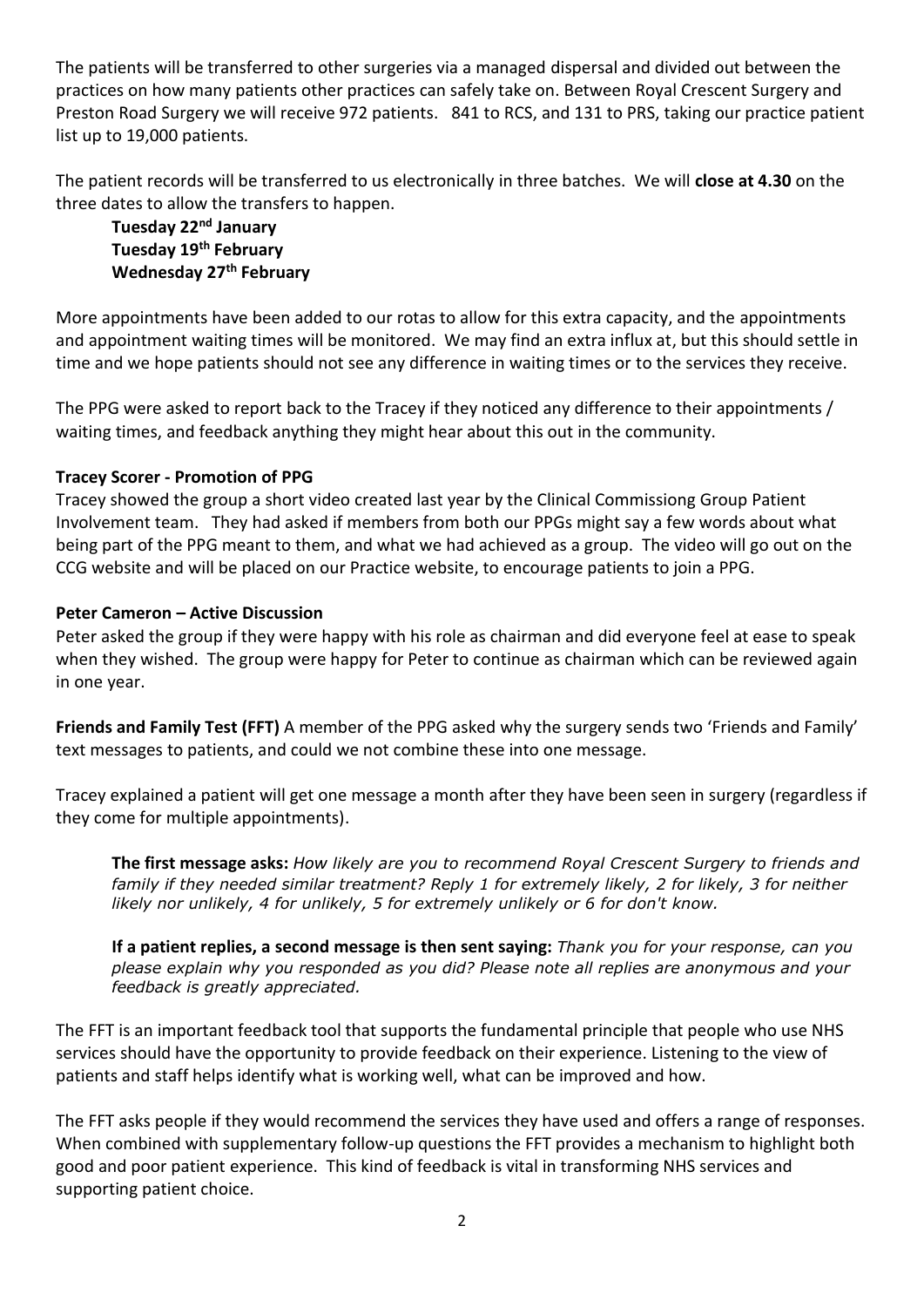The patients will be transferred to other surgeries via a managed dispersal and divided out between the practices on how many patients other practices can safely take on. Between Royal Crescent Surgery and Preston Road Surgery we will receive 972 patients. 841 to RCS, and 131 to PRS, taking our practice patient list up to 19,000 patients.

The patient records will be transferred to us electronically in three batches. We will **close at 4.30** on the three dates to allow the transfers to happen.

> **Tuesday 22nd January**
> **Tuesday 19th February**
> **Wednesday 27th February**

More appointments have been added to our rotas to allow for this extra capacity, and the appointments and appointment waiting times will be monitored. We may find an extra influx at, but this should settle in time and we hope patients should not see any difference in waiting times or to the services they receive.

The PPG were asked to report back to the Tracey if they noticed any difference to their appointments / waiting times, and feedback anything they might hear about this out in the community.

**Tracey Scorer - Promotion of PPG**

Tracey showed the group a short video created last year by the Clinical Commissiong Group Patient Involvement team. They had asked if members from both our PPGs might say a few words about what being part of the PPG meant to them, and what we had achieved as a group. The video will go out on the CCG website and will be placed on our Practice website, to encourage patients to join a PPG.

**Peter Cameron – Active Discussion**

Peter asked the group if they were happy with his role as chairman and did everyone feel at ease to speak when they wished. The group were happy for Peter to continue as chairman which can be reviewed again in one year.

**Friends and Family Test (FFT)** A member of the PPG asked why the surgery sends two 'Friends and Family' text messages to patients, and could we not combine these into one message.

Tracey explained a patient will get one message a month after they have been seen in surgery (regardless if they come for multiple appointments).

> **The first message asks:** *How likely are you to recommend Royal Crescent Surgery to friends and family if they needed similar treatment? Reply 1 for extremely likely, 2 for likely, 3 for neither likely nor unlikely, 4 for unlikely, 5 for extremely unlikely or 6 for don't know.*
>
> **If a patient replies, a second message is then sent saying:** *Thank you for your response, can you please explain why you responded as you did? Please note all replies are anonymous and your feedback is greatly appreciated.*

The FFT is an important feedback tool that supports the fundamental principle that people who use NHS services should have the opportunity to provide feedback on their experience. Listening to the view of patients and staff helps identify what is working well, what can be improved and how.

The FFT asks people if they would recommend the services they have used and offers a range of responses. When combined with supplementary follow-up questions the FFT provides a mechanism to highlight both good and poor patient experience. This kind of feedback is vital in transforming NHS services and supporting patient choice.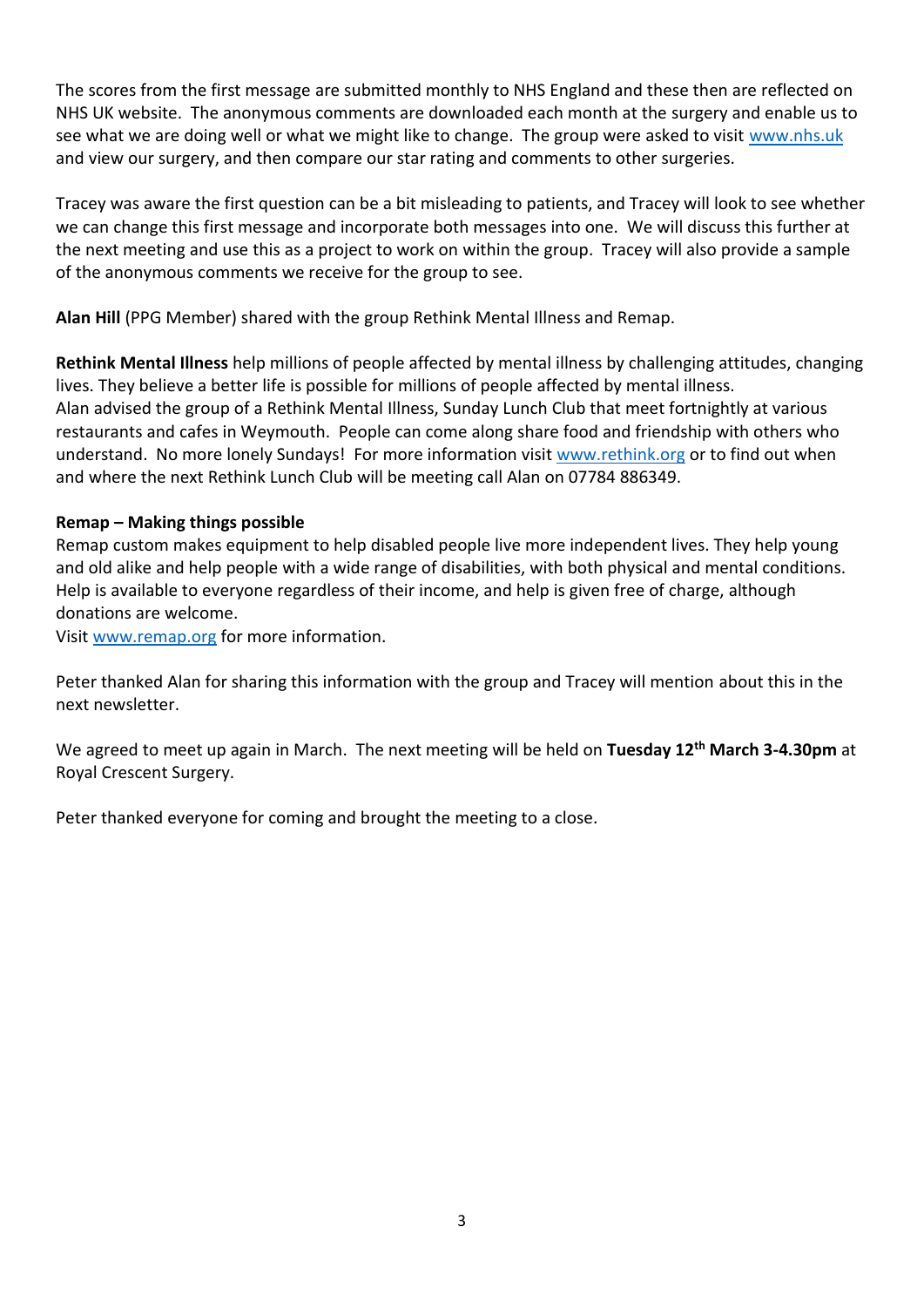The scores from the first message are submitted monthly to NHS England and these then are reflected on NHS UK website. The anonymous comments are downloaded each month at the surgery and enable us to see what we are doing well or what we might like to change. The group were asked to visit www.nhs.uk and view our surgery, and then compare our star rating and comments to other surgeries.

Tracey was aware the first question can be a bit misleading to patients, and Tracey will look to see whether we can change this first message and incorporate both messages into one. We will discuss this further at the next meeting and use this as a project to work on within the group. Tracey will also provide a sample of the anonymous comments we receive for the group to see.

**Alan Hill** (PPG Member) shared with the group Rethink Mental Illness and Remap.

**Rethink Mental Illness** help millions of people affected by mental illness by challenging attitudes, changing lives. They believe a better life is possible for millions of people affected by mental illness.
Alan advised the group of a Rethink Mental Illness, Sunday Lunch Club that meet fortnightly at various restaurants and cafes in Weymouth. People can come along share food and friendship with others who understand. No more lonely Sundays! For more information visit www.rethink.org or to find out when and where the next Rethink Lunch Club will be meeting call Alan on 07784 886349.

**Remap – Making things possible**

Remap custom makes equipment to help disabled people live more independent lives. They help young and old alike and help people with a wide range of disabilities, with both physical and mental conditions. Help is available to everyone regardless of their income, and help is given free of charge, although donations are welcome.
Visit www.remap.org for more information.

Peter thanked Alan for sharing this information with the group and Tracey will mention about this in the next newsletter.

We agreed to meet up again in March. The next meeting will be held on **Tuesday 12th March 3-4.30pm** at Royal Crescent Surgery.

Peter thanked everyone for coming and brought the meeting to a close.